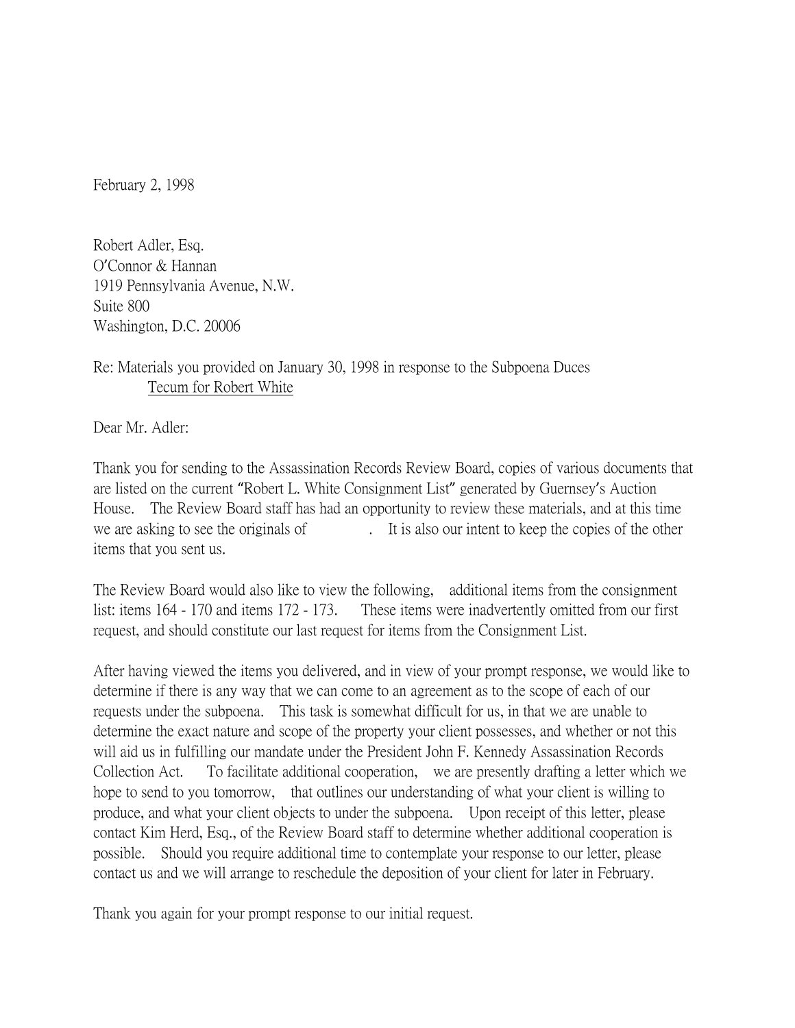February 2, 1998

Robert Adler, Esq.
O'Connor & Hannan
1919 Pennsylvania Avenue, N.W.
Suite 800
Washington, D.C. 20006

Re: Materials you provided on January 30, 1998 in response to the Subpoena Duces <u>Tecum for Robert White</u>

Dear Mr. Adler:

Thank you for sending to the Assassination Records Review Board, copies of various documents that are listed on the current "Robert L. White Consignment List" generated by Guernsey's Auction House. The Review Board staff has had an opportunity to review these materials, and at this time we are asking to see the originals of . It is also our intent to keep the copies of the other items that you sent us.

The Review Board would also like to view the following, additional items from the consignment list: items 164 - 170 and items 172 - 173. These items were inadvertently omitted from our first request, and should constitute our last request for items from the Consignment List.

After having viewed the items you delivered, and in view of your prompt response, we would like to determine if there is any way that we can come to an agreement as to the scope of each of our requests under the subpoena. This task is somewhat difficult for us, in that we are unable to determine the exact nature and scope of the property your client possesses, and whether or not this will aid us in fulfilling our mandate under the President John F. Kennedy Assassination Records Collection Act. To facilitate additional cooperation, we are presently drafting a letter which we hope to send to you tomorrow, that outlines our understanding of what your client is willing to produce, and what your client objects to under the subpoena. Upon receipt of this letter, please contact Kim Herd, Esq., of the Review Board staff to determine whether additional cooperation is possible. Should you require additional time to contemplate your response to our letter, please contact us and we will arrange to reschedule the deposition of your client for later in February.

Thank you again for your prompt response to our initial request.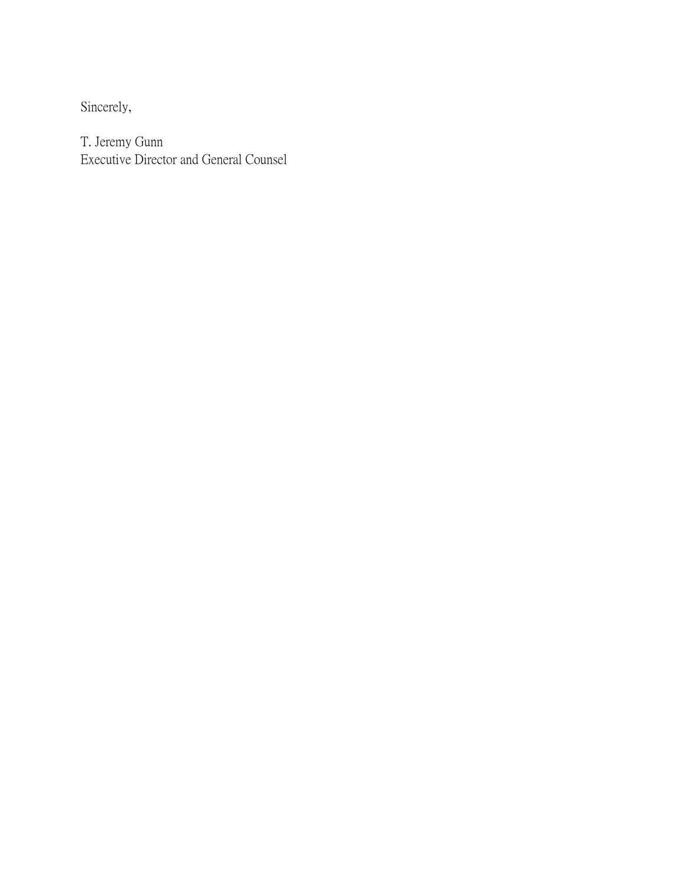Sincerely,

T. Jeremy Gunn
Executive Director and General Counsel